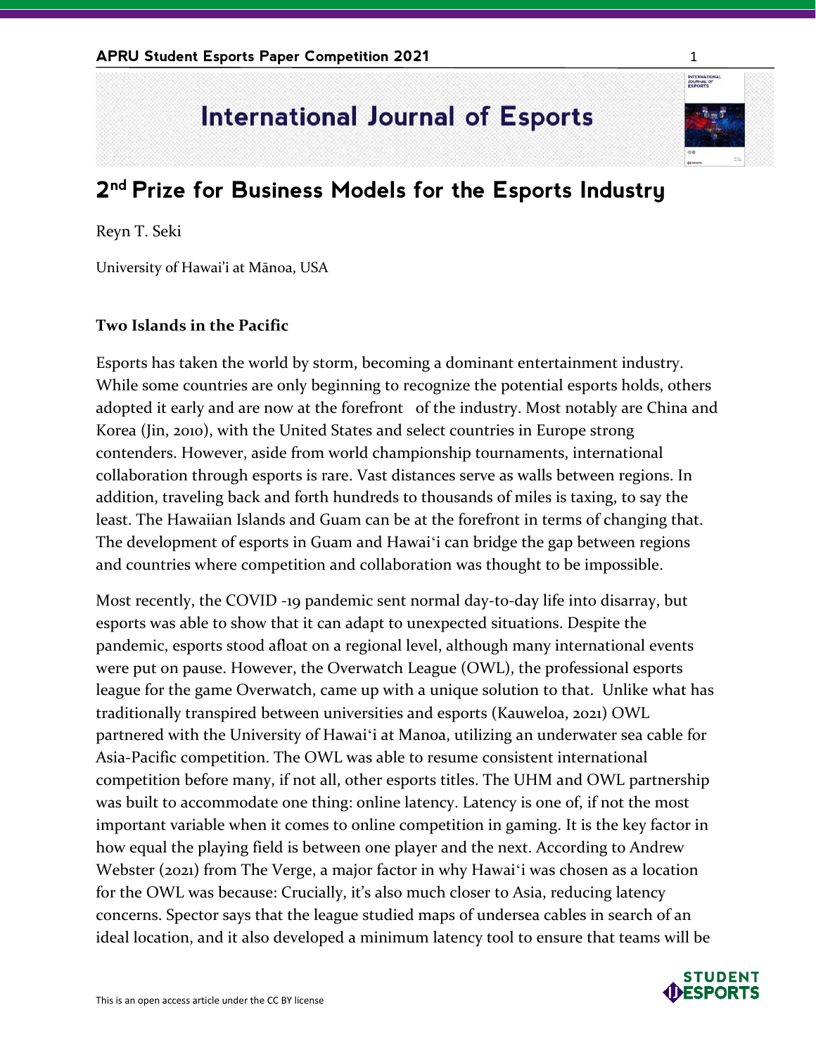# International Journal of Esports

## 2nd Prize for Business Models for the Esports Industry

Reyn T. Seki

University of Hawai'i at Mānoa, USA

### Two Islands in the Pacific

Esports has taken the world by storm, becoming a dominant entertainment industry. While some countries are only beginning to recognize the potential esports holds, others adopted it early and are now at the forefront of the industry. Most notably are China and Korea (Jin, 2010), with the United States and select countries in Europe strong contenders. However, aside from world championship tournaments, international collaboration through esports is rare. Vast distances serve as walls between regions. In addition, traveling back and forth hundreds to thousands of miles is taxing, to say the least. The Hawaiian Islands and Guam can be at the forefront in terms of changing that. The development of esports in Guam and Hawai'i can bridge the gap between regions and countries where competition and collaboration was thought to be impossible.

Most recently, the COVID -19 pandemic sent normal day-to-day life into disarray, but esports was able to show that it can adapt to unexpected situations. Despite the pandemic, esports stood afloat on a regional level, although many international events were put on pause. However, the Overwatch League (OWL), the professional esports league for the game Overwatch, came up with a unique solution to that. Unlike what has traditionally transpired between universities and esports (Kauweloa, 2021) OWL partnered with the University of Hawai'i at Manoa, utilizing an underwater sea cable for Asia-Pacific competition. The OWL was able to resume consistent international competition before many, if not all, other esports titles. The UHM and OWL partnership was built to accommodate one thing: online latency. Latency is one of, if not the most important variable when it comes to online competition in gaming. It is the key factor in how equal the playing field is between one player and the next. According to Andrew Webster (2021) from The Verge, a major factor in why Hawai'i was chosen as a location for the OWL was because: Crucially, it's also much closer to Asia, reducing latency concerns. Spector says that the league studied maps of undersea cables in search of an ideal location, and it also developed a minimum latency tool to ensure that teams will be

This is an open access article under the CC BY license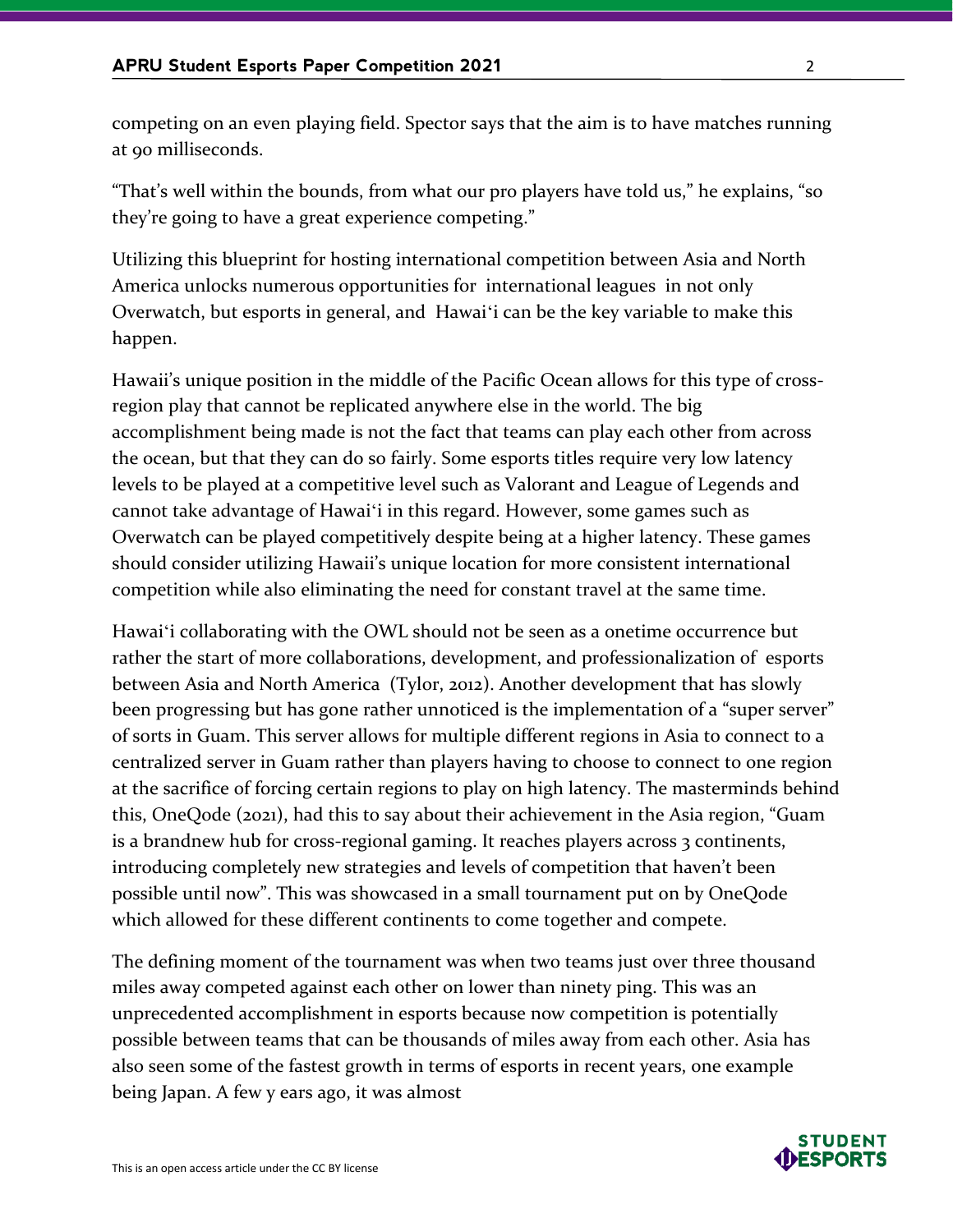competing on an even playing field. Spector says that the aim is to have matches running at 90 milliseconds.

“That’s well within the bounds, from what our pro players have told us,” he explains, “so they’re going to have a great experience competing.”

Utilizing this blueprint for hosting international competition between Asia and North America unlocks numerous opportunities for international leagues in not only Overwatch, but esports in general, and Hawai‘i can be the key variable to make this happen.

Hawaii’s unique position in the middle of the Pacific Ocean allows for this type of cross-region play that cannot be replicated anywhere else in the world. The big accomplishment being made is not the fact that teams can play each other from across the ocean, but that they can do so fairly. Some esports titles require very low latency levels to be played at a competitive level such as Valorant and League of Legends and cannot take advantage of Hawai‘i in this regard. However, some games such as Overwatch can be played competitively despite being at a higher latency. These games should consider utilizing Hawaii’s unique location for more consistent international competition while also eliminating the need for constant travel at the same time.

Hawai‘i collaborating with the OWL should not be seen as a onetime occurrence but rather the start of more collaborations, development, and professionalization of esports between Asia and North America (Tylor, 2012). Another development that has slowly been progressing but has gone rather unnoticed is the implementation of a “super server” of sorts in Guam. This server allows for multiple different regions in Asia to connect to a centralized server in Guam rather than players having to choose to connect to one region at the sacrifice of forcing certain regions to play on high latency. The masterminds behind this, OneQode (2021), had this to say about their achievement in the Asia region, “Guam is a brandnew hub for cross-regional gaming. It reaches players across 3 continents, introducing completely new strategies and levels of competition that haven’t been possible until now”. This was showcased in a small tournament put on by OneQode which allowed for these different continents to come together and compete.

The defining moment of the tournament was when two teams just over three thousand miles away competed against each other on lower than ninety ping. This was an unprecedented accomplishment in esports because now competition is potentially possible between teams that can be thousands of miles away from each other. Asia has also seen some of the fastest growth in terms of esports in recent years, one example being Japan. A few y ears ago, it was almost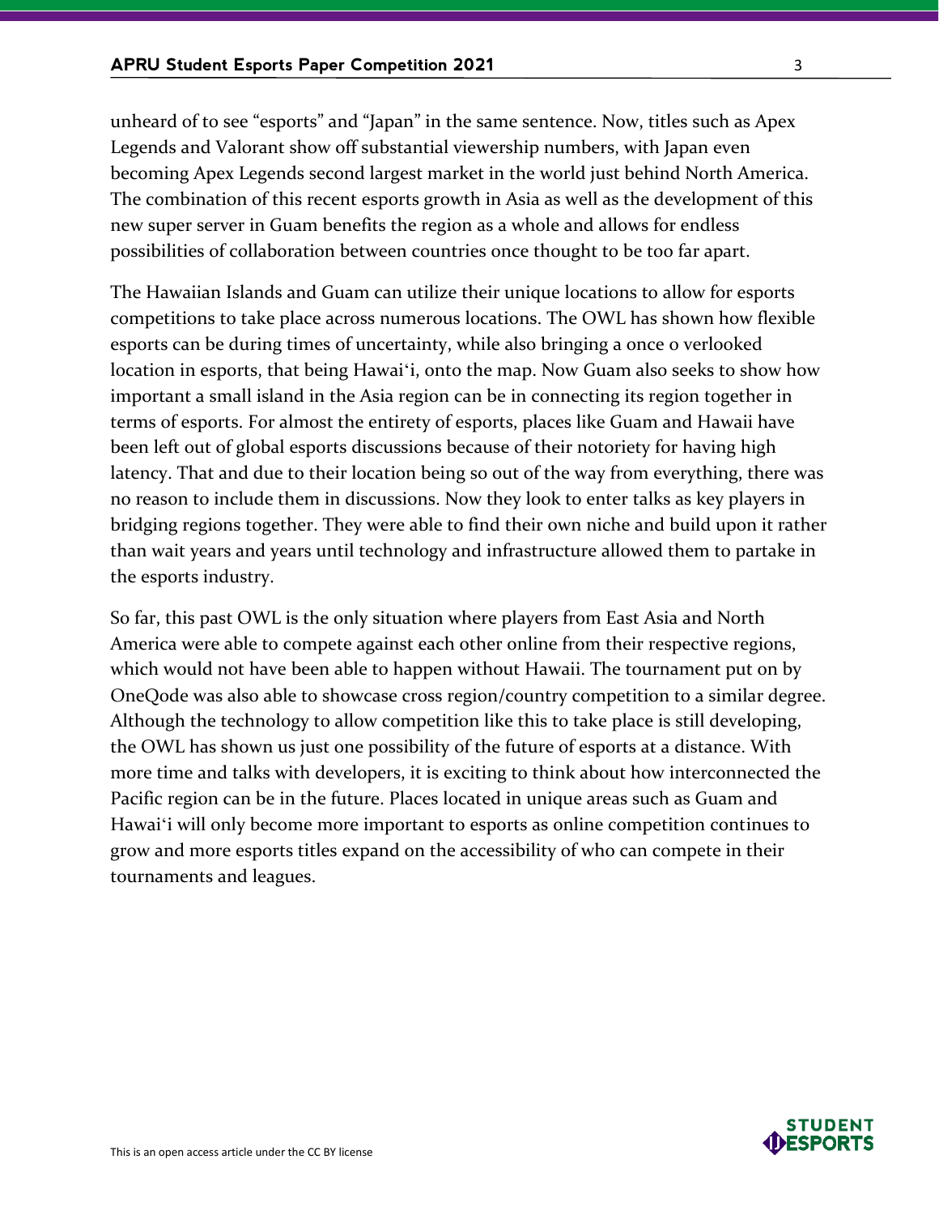unheard of to see “esports” and “Japan” in the same sentence. Now, titles such as Apex Legends and Valorant show off substantial viewership numbers, with Japan even becoming Apex Legends second largest market in the world just behind North America. The combination of this recent esports growth in Asia as well as the development of this new super server in Guam benefits the region as a whole and allows for endless possibilities of collaboration between countries once thought to be too far apart.

The Hawaiian Islands and Guam can utilize their unique locations to allow for esports competitions to take place across numerous locations. The OWL has shown how flexible esports can be during times of uncertainty, while also bringing a once o verlooked location in esports, that being Hawaiʻi, onto the map. Now Guam also seeks to show how important a small island in the Asia region can be in connecting its region together in terms of esports. For almost the entirety of esports, places like Guam and Hawaii have been left out of global esports discussions because of their notoriety for having high latency. That and due to their location being so out of the way from everything, there was no reason to include them in discussions. Now they look to enter talks as key players in bridging regions together. They were able to find their own niche and build upon it rather than wait years and years until technology and infrastructure allowed them to partake in the esports industry.

So far, this past OWL is the only situation where players from East Asia and North America were able to compete against each other online from their respective regions, which would not have been able to happen without Hawaii. The tournament put on by OneQode was also able to showcase cross region/country competition to a similar degree. Although the technology to allow competition like this to take place is still developing, the OWL has shown us just one possibility of the future of esports at a distance. With more time and talks with developers, it is exciting to think about how interconnected the Pacific region can be in the future. Places located in unique areas such as Guam and Hawaiʻi will only become more important to esports as online competition continues to grow and more esports titles expand on the accessibility of who can compete in their tournaments and leagues.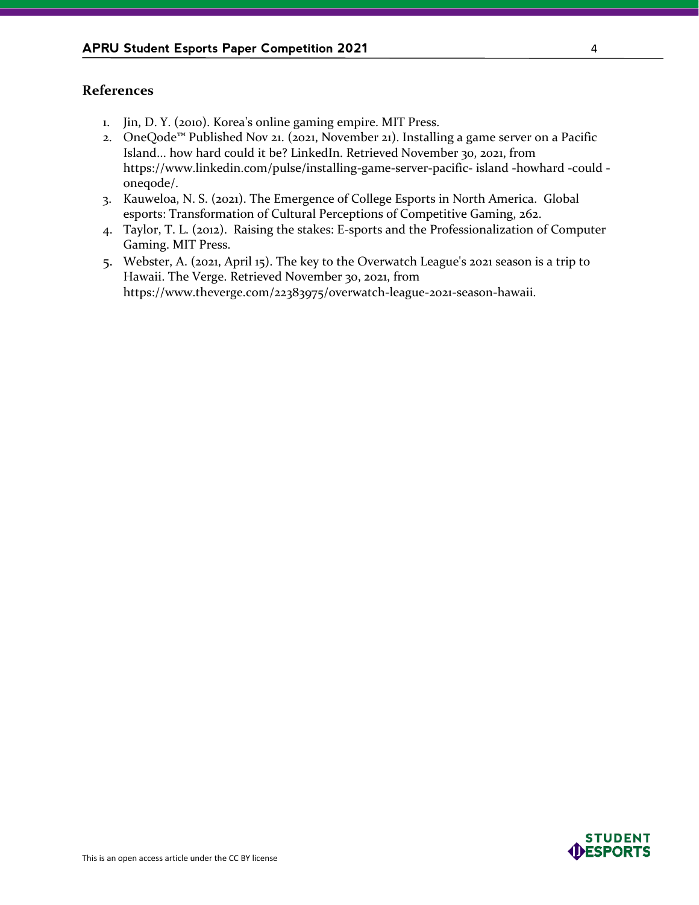## References

1. Jin, D. Y. (2010). Korea's online gaming empire. MIT Press.
2. OneQode™ Published Nov 21. (2021, November 21). Installing a game server on a Pacific Island... how hard could it be? LinkedIn. Retrieved November 30, 2021, from https://www.linkedin.com/pulse/installing-game-server-pacific- island -howhard -could -oneqode/.
3. Kauweloa, N. S. (2021). The Emergence of College Esports in North America. Global esports: Transformation of Cultural Perceptions of Competitive Gaming, 262.
4. Taylor, T. L. (2012). Raising the stakes: E-sports and the Professionalization of Computer Gaming. MIT Press.
5. Webster, A. (2021, April 15). The key to the Overwatch League's 2021 season is a trip to Hawaii. The Verge. Retrieved November 30, 2021, from https://www.theverge.com/22383975/overwatch-league-2021-season-hawaii.

This is an open access article under the CC BY license